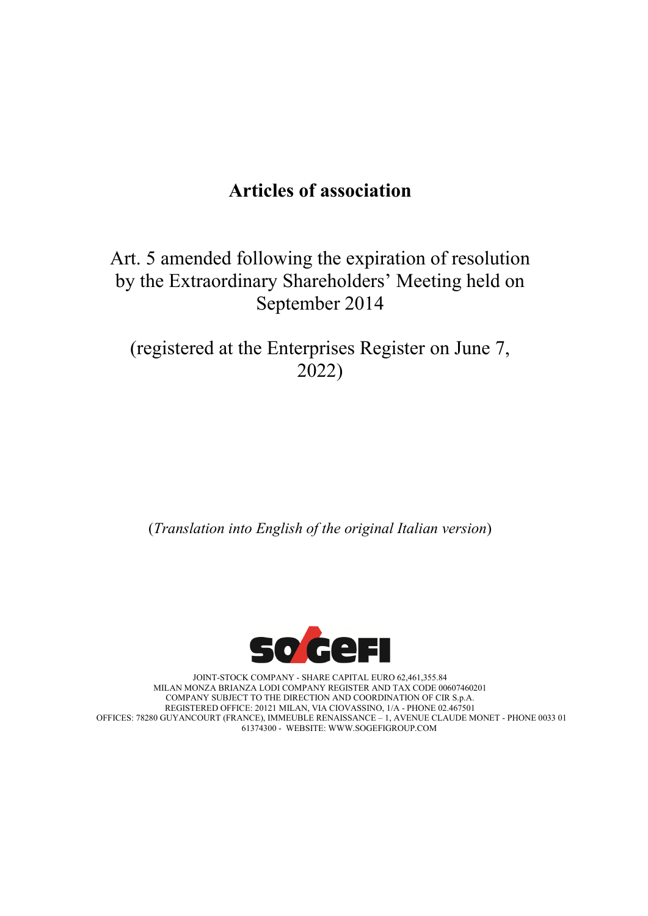# Articles of association

Art. 5 amended following the expiration of resolution by the Extraordinary Shareholders' Meeting held on September 2014

(registered at the Enterprises Register on June 7, 2022)

(*Translation into English of the original Italian version*)

SOGEFI

JOINT-STOCK COMPANY - SHARE CAPITAL EURO 62,461,355.84
MILAN MONZA BRIANZA LODI COMPANY REGISTER AND TAX CODE 00607460201
COMPANY SUBJECT TO THE DIRECTION AND COORDINATION OF CIR S.p.A.
REGISTERED OFFICE: 20121 MILAN, VIA CIOVASSINO, 1/A - PHONE 02.467501
OFFICES: 78280 GUYANCOURT (FRANCE), IMMEUBLE RENAISSANCE – 1, AVENUE CLAUDE MONET - PHONE 0033 01 61374300 - WEBSITE: WWW.SOGEFIGROUP.COM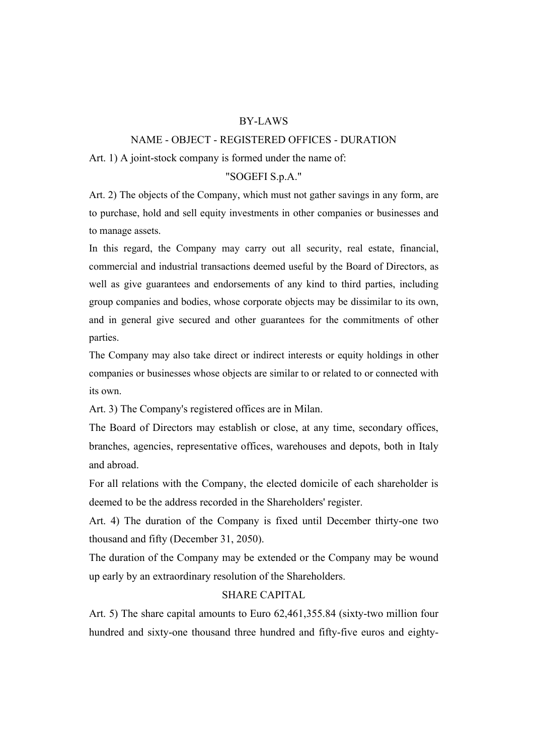# BY-LAWS

## NAME - OBJECT - REGISTERED OFFICES - DURATION

Art. 1) A joint-stock company is formed under the name of:

"SOGEFI S.p.A."

Art. 2) The objects of the Company, which must not gather savings in any form, are to purchase, hold and sell equity investments in other companies or businesses and to manage assets.

In this regard, the Company may carry out all security, real estate, financial, commercial and industrial transactions deemed useful by the Board of Directors, as well as give guarantees and endorsements of any kind to third parties, including group companies and bodies, whose corporate objects may be dissimilar to its own, and in general give secured and other guarantees for the commitments of other parties.

The Company may also take direct or indirect interests or equity holdings in other companies or businesses whose objects are similar to or related to or connected with its own.

Art. 3) The Company's registered offices are in Milan.

The Board of Directors may establish or close, at any time, secondary offices, branches, agencies, representative offices, warehouses and depots, both in Italy and abroad.

For all relations with the Company, the elected domicile of each shareholder is deemed to be the address recorded in the Shareholders' register.

Art. 4) The duration of the Company is fixed until December thirty-one two thousand and fifty (December 31, 2050).

The duration of the Company may be extended or the Company may be wound up early by an extraordinary resolution of the Shareholders.

## SHARE CAPITAL

Art. 5) The share capital amounts to Euro 62,461,355.84 (sixty-two million four hundred and sixty-one thousand three hundred and fifty-five euros and eighty-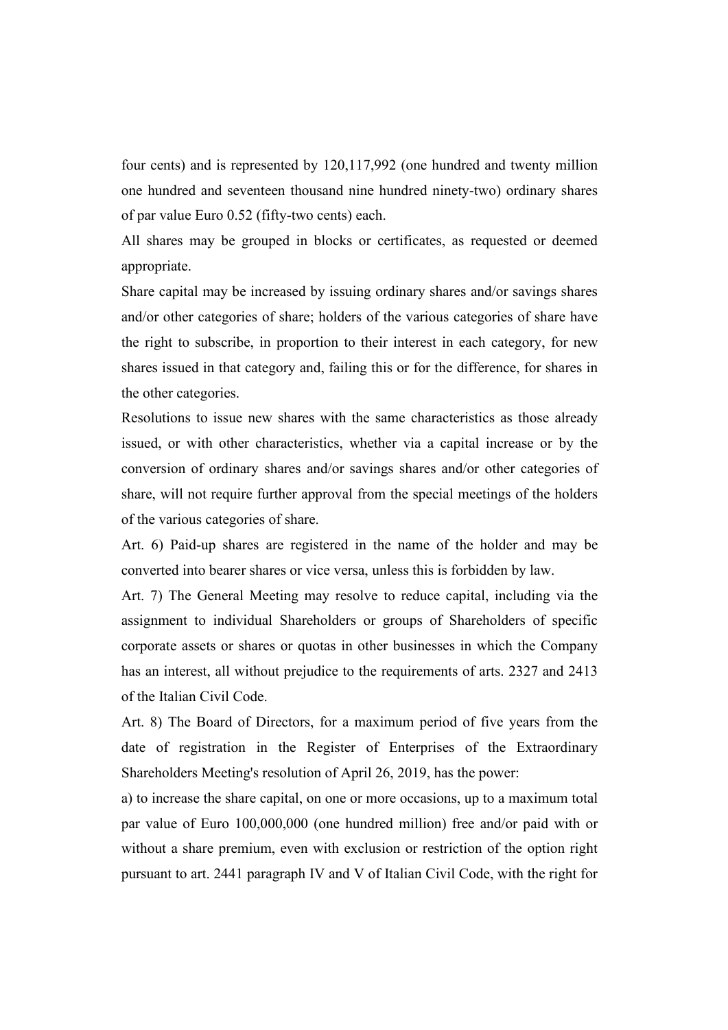four cents) and is represented by 120,117,992 (one hundred and twenty million one hundred and seventeen thousand nine hundred ninety-two) ordinary shares of par value Euro 0.52 (fifty-two cents) each.

All shares may be grouped in blocks or certificates, as requested or deemed appropriate.

Share capital may be increased by issuing ordinary shares and/or savings shares and/or other categories of share; holders of the various categories of share have the right to subscribe, in proportion to their interest in each category, for new shares issued in that category and, failing this or for the difference, for shares in the other categories.

Resolutions to issue new shares with the same characteristics as those already issued, or with other characteristics, whether via a capital increase or by the conversion of ordinary shares and/or savings shares and/or other categories of share, will not require further approval from the special meetings of the holders of the various categories of share.

Art. 6) Paid-up shares are registered in the name of the holder and may be converted into bearer shares or vice versa, unless this is forbidden by law.

Art. 7) The General Meeting may resolve to reduce capital, including via the assignment to individual Shareholders or groups of Shareholders of specific corporate assets or shares or quotas in other businesses in which the Company has an interest, all without prejudice to the requirements of arts. 2327 and 2413 of the Italian Civil Code.

Art. 8) The Board of Directors, for a maximum period of five years from the date of registration in the Register of Enterprises of the Extraordinary Shareholders Meeting's resolution of April 26, 2019, has the power:

a) to increase the share capital, on one or more occasions, up to a maximum total par value of Euro 100,000,000 (one hundred million) free and/or paid with or without a share premium, even with exclusion or restriction of the option right pursuant to art. 2441 paragraph IV and V of Italian Civil Code, with the right for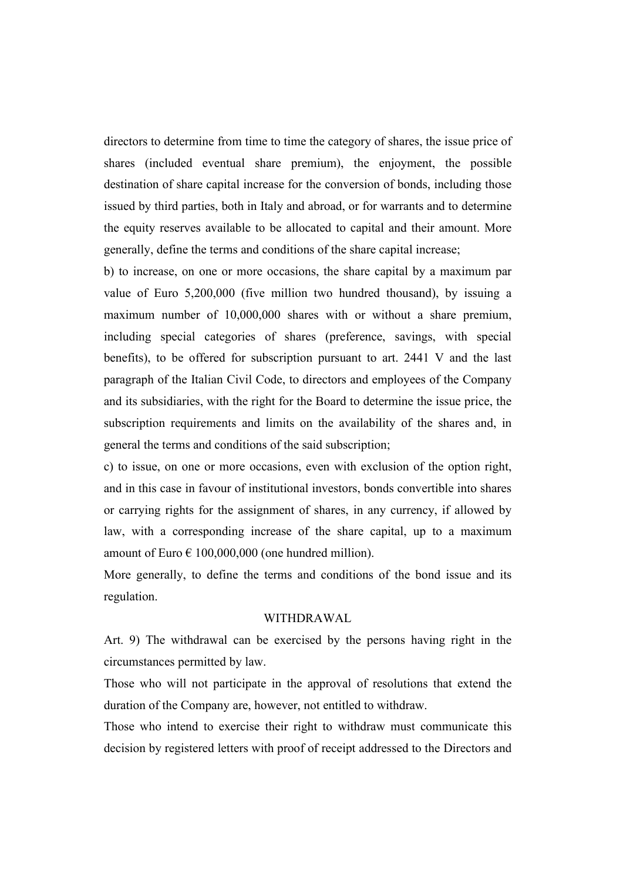directors to determine from time to time the category of shares, the issue price of shares (included eventual share premium), the enjoyment, the possible destination of share capital increase for the conversion of bonds, including those issued by third parties, both in Italy and abroad, or for warrants and to determine the equity reserves available to be allocated to capital and their amount. More generally, define the terms and conditions of the share capital increase;

b) to increase, on one or more occasions, the share capital by a maximum par value of Euro 5,200,000 (five million two hundred thousand), by issuing a maximum number of 10,000,000 shares with or without a share premium, including special categories of shares (preference, savings, with special benefits), to be offered for subscription pursuant to art. 2441 V and the last paragraph of the Italian Civil Code, to directors and employees of the Company and its subsidiaries, with the right for the Board to determine the issue price, the subscription requirements and limits on the availability of the shares and, in general the terms and conditions of the said subscription;

c) to issue, on one or more occasions, even with exclusion of the option right, and in this case in favour of institutional investors, bonds convertible into shares or carrying rights for the assignment of shares, in any currency, if allowed by law, with a corresponding increase of the share capital, up to a maximum amount of Euro € 100,000,000 (one hundred million).

More generally, to define the terms and conditions of the bond issue and its regulation.

## WITHDRAWAL

Art. 9) The withdrawal can be exercised by the persons having right in the circumstances permitted by law.

Those who will not participate in the approval of resolutions that extend the duration of the Company are, however, not entitled to withdraw.

Those who intend to exercise their right to withdraw must communicate this decision by registered letters with proof of receipt addressed to the Directors and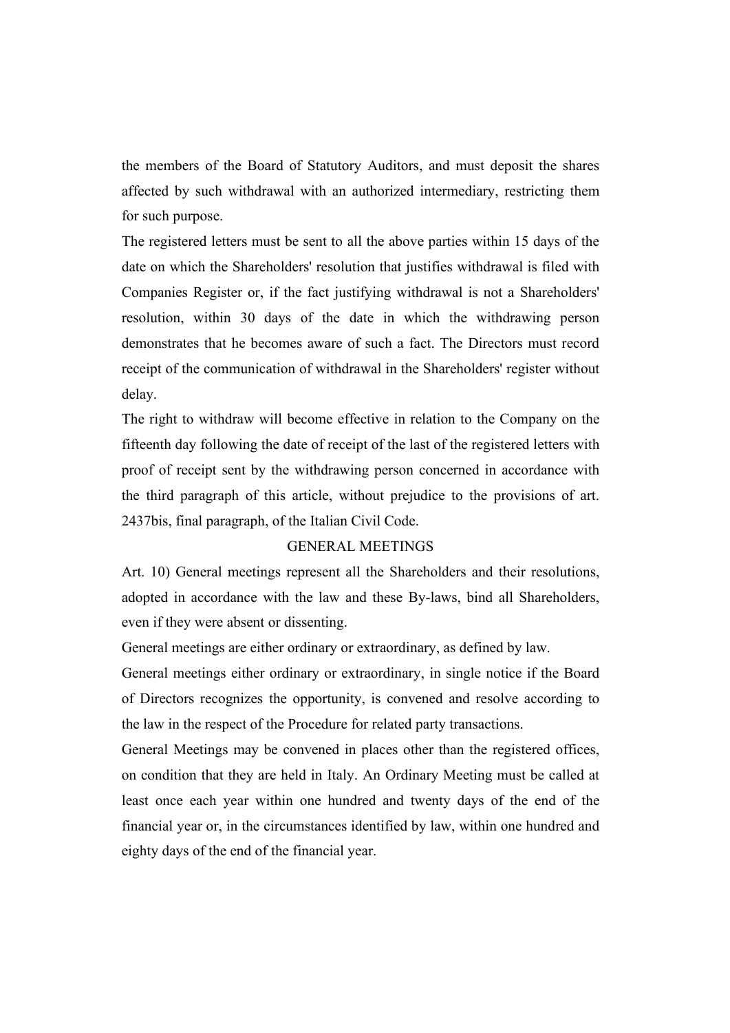the members of the Board of Statutory Auditors, and must deposit the shares affected by such withdrawal with an authorized intermediary, restricting them for such purpose.

The registered letters must be sent to all the above parties within 15 days of the date on which the Shareholders' resolution that justifies withdrawal is filed with Companies Register or, if the fact justifying withdrawal is not a Shareholders' resolution, within 30 days of the date in which the withdrawing person demonstrates that he becomes aware of such a fact. The Directors must record receipt of the communication of withdrawal in the Shareholders' register without delay.

The right to withdraw will become effective in relation to the Company on the fifteenth day following the date of receipt of the last of the registered letters with proof of receipt sent by the withdrawing person concerned in accordance with the third paragraph of this article, without prejudice to the provisions of art. 2437bis, final paragraph, of the Italian Civil Code.

## GENERAL MEETINGS

Art. 10) General meetings represent all the Shareholders and their resolutions, adopted in accordance with the law and these By-laws, bind all Shareholders, even if they were absent or dissenting.

General meetings are either ordinary or extraordinary, as defined by law.

General meetings either ordinary or extraordinary, in single notice if the Board of Directors recognizes the opportunity, is convened and resolve according to the law in the respect of the Procedure for related party transactions.

General Meetings may be convened in places other than the registered offices, on condition that they are held in Italy. An Ordinary Meeting must be called at least once each year within one hundred and twenty days of the end of the financial year or, in the circumstances identified by law, within one hundred and eighty days of the end of the financial year.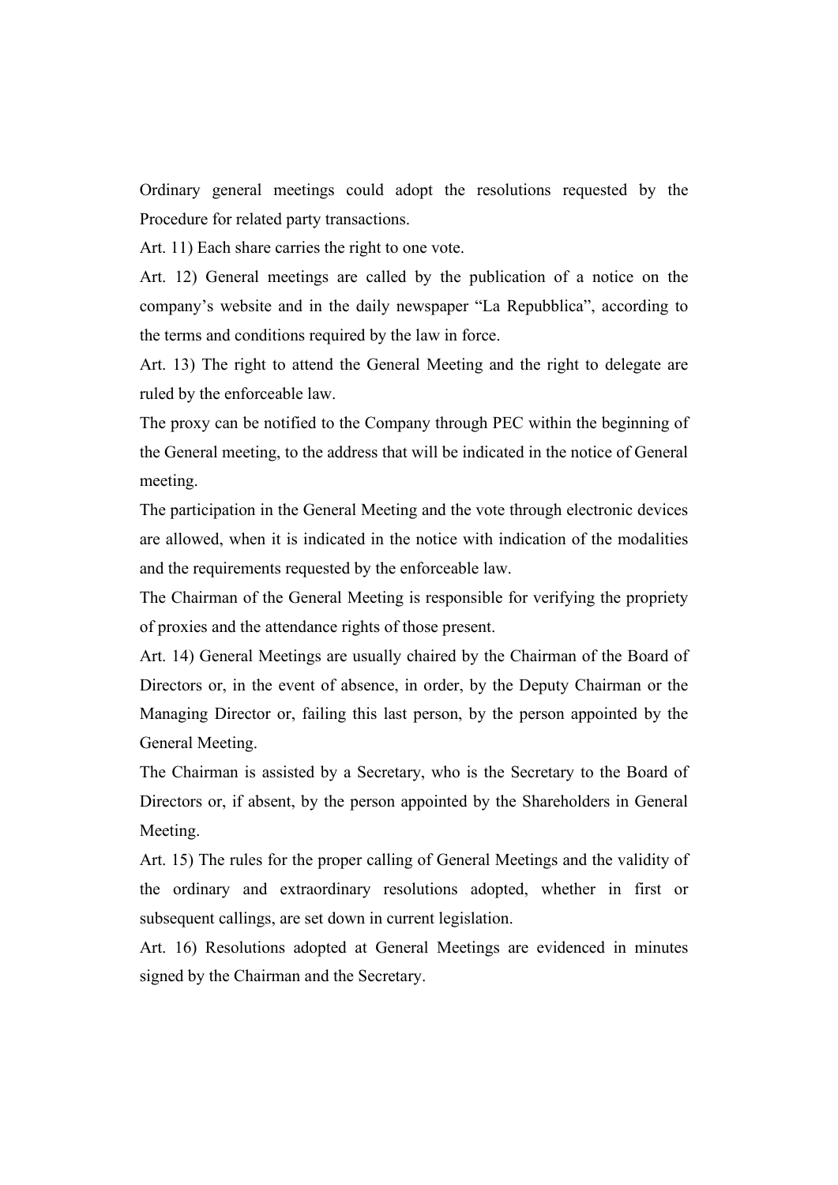Ordinary general meetings could adopt the resolutions requested by the Procedure for related party transactions.

Art. 11) Each share carries the right to one vote.

Art. 12) General meetings are called by the publication of a notice on the company's website and in the daily newspaper "La Repubblica", according to the terms and conditions required by the law in force.

Art. 13) The right to attend the General Meeting and the right to delegate are ruled by the enforceable law.

The proxy can be notified to the Company through PEC within the beginning of the General meeting, to the address that will be indicated in the notice of General meeting.

The participation in the General Meeting and the vote through electronic devices are allowed, when it is indicated in the notice with indication of the modalities and the requirements requested by the enforceable law.

The Chairman of the General Meeting is responsible for verifying the propriety of proxies and the attendance rights of those present.

Art. 14) General Meetings are usually chaired by the Chairman of the Board of Directors or, in the event of absence, in order, by the Deputy Chairman or the Managing Director or, failing this last person, by the person appointed by the General Meeting.

The Chairman is assisted by a Secretary, who is the Secretary to the Board of Directors or, if absent, by the person appointed by the Shareholders in General Meeting.

Art. 15) The rules for the proper calling of General Meetings and the validity of the ordinary and extraordinary resolutions adopted, whether in first or subsequent callings, are set down in current legislation.

Art. 16) Resolutions adopted at General Meetings are evidenced in minutes signed by the Chairman and the Secretary.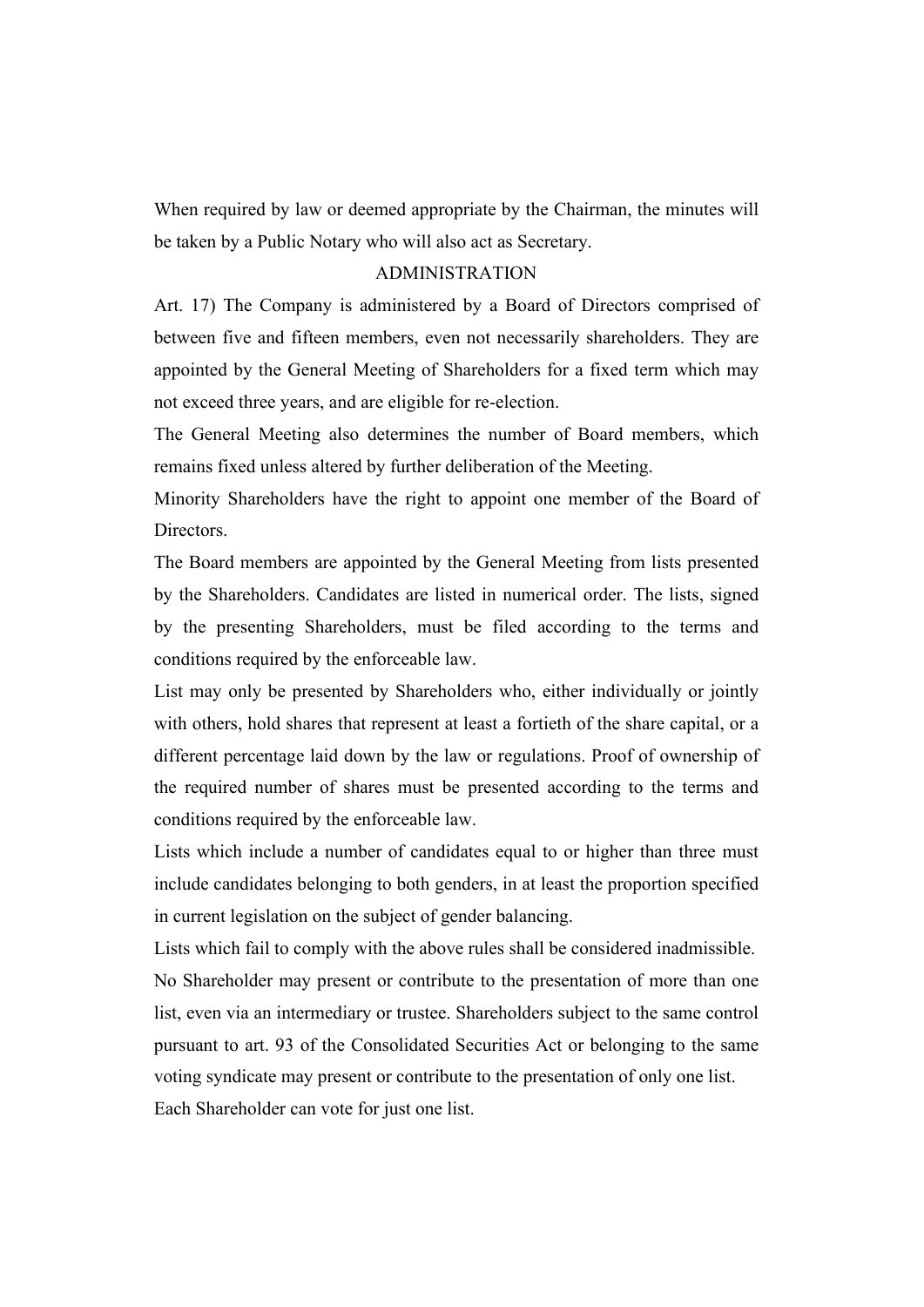When required by law or deemed appropriate by the Chairman, the minutes will be taken by a Public Notary who will also act as Secretary.

## ADMINISTRATION

Art. 17) The Company is administered by a Board of Directors comprised of between five and fifteen members, even not necessarily shareholders. They are appointed by the General Meeting of Shareholders for a fixed term which may not exceed three years, and are eligible for re-election.

The General Meeting also determines the number of Board members, which remains fixed unless altered by further deliberation of the Meeting.

Minority Shareholders have the right to appoint one member of the Board of Directors.

The Board members are appointed by the General Meeting from lists presented by the Shareholders. Candidates are listed in numerical order. The lists, signed by the presenting Shareholders, must be filed according to the terms and conditions required by the enforceable law.

List may only be presented by Shareholders who, either individually or jointly with others, hold shares that represent at least a fortieth of the share capital, or a different percentage laid down by the law or regulations. Proof of ownership of the required number of shares must be presented according to the terms and conditions required by the enforceable law.

Lists which include a number of candidates equal to or higher than three must include candidates belonging to both genders, in at least the proportion specified in current legislation on the subject of gender balancing.

Lists which fail to comply with the above rules shall be considered inadmissible.

No Shareholder may present or contribute to the presentation of more than one list, even via an intermediary or trustee. Shareholders subject to the same control pursuant to art. 93 of the Consolidated Securities Act or belonging to the same voting syndicate may present or contribute to the presentation of only one list.

Each Shareholder can vote for just one list.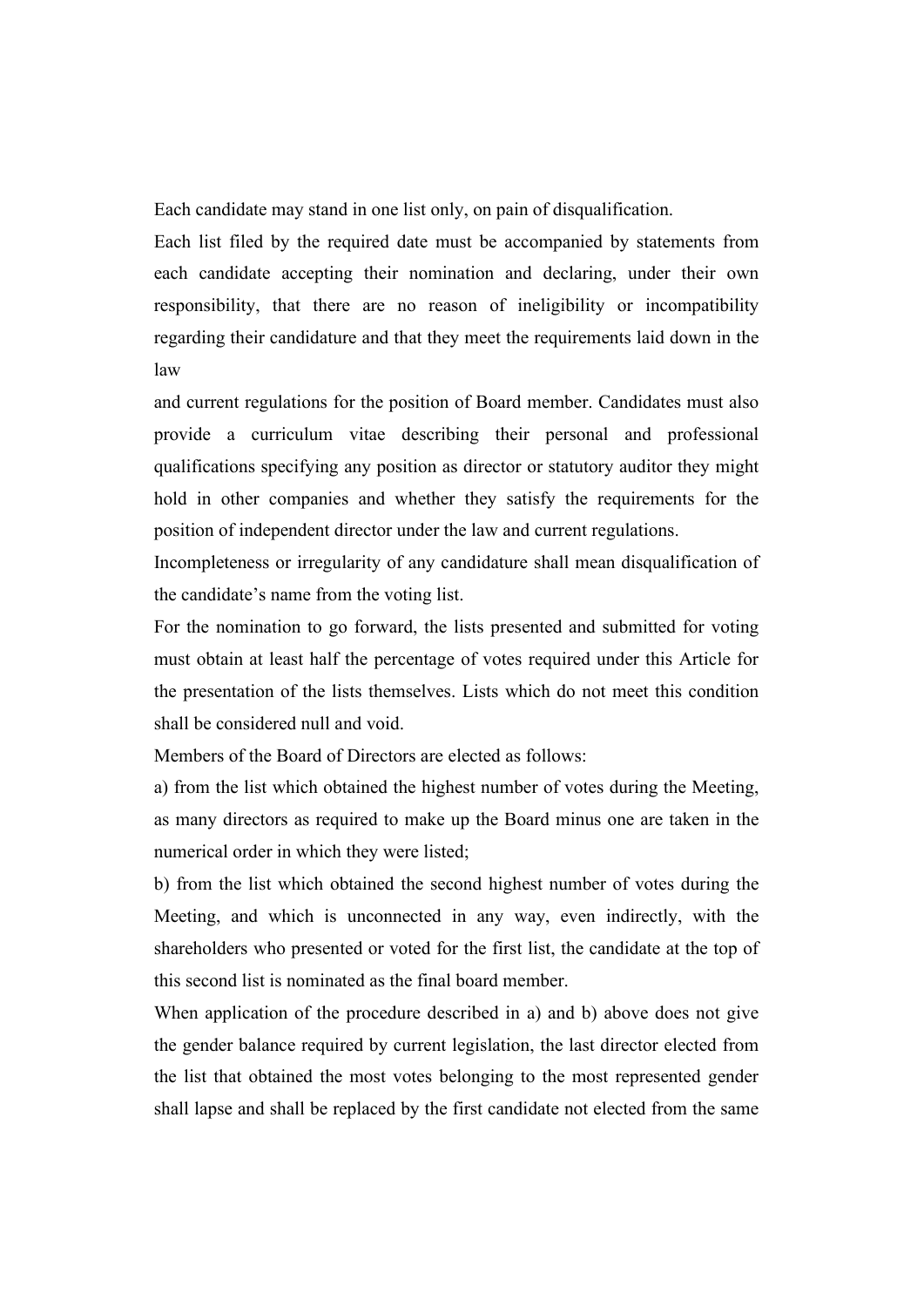Each candidate may stand in one list only, on pain of disqualification.

Each list filed by the required date must be accompanied by statements from each candidate accepting their nomination and declaring, under their own responsibility, that there are no reason of ineligibility or incompatibility regarding their candidature and that they meet the requirements laid down in the law

and current regulations for the position of Board member. Candidates must also provide a curriculum vitae describing their personal and professional qualifications specifying any position as director or statutory auditor they might hold in other companies and whether they satisfy the requirements for the position of independent director under the law and current regulations.

Incompleteness or irregularity of any candidature shall mean disqualification of the candidate's name from the voting list.

For the nomination to go forward, the lists presented and submitted for voting must obtain at least half the percentage of votes required under this Article for the presentation of the lists themselves. Lists which do not meet this condition shall be considered null and void.

Members of the Board of Directors are elected as follows:

a) from the list which obtained the highest number of votes during the Meeting, as many directors as required to make up the Board minus one are taken in the numerical order in which they were listed;

b) from the list which obtained the second highest number of votes during the Meeting, and which is unconnected in any way, even indirectly, with the shareholders who presented or voted for the first list, the candidate at the top of this second list is nominated as the final board member.

When application of the procedure described in a) and b) above does not give the gender balance required by current legislation, the last director elected from the list that obtained the most votes belonging to the most represented gender shall lapse and shall be replaced by the first candidate not elected from the same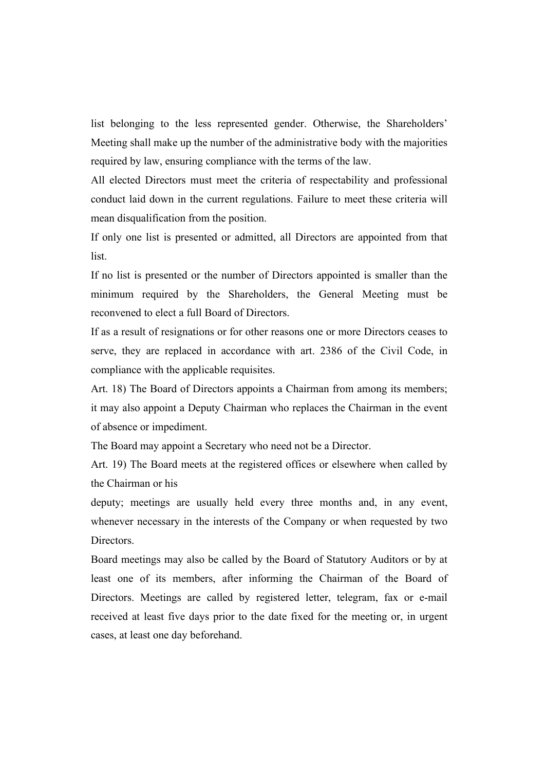list belonging to the less represented gender. Otherwise, the Shareholders' Meeting shall make up the number of the administrative body with the majorities required by law, ensuring compliance with the terms of the law.

All elected Directors must meet the criteria of respectability and professional conduct laid down in the current regulations. Failure to meet these criteria will mean disqualification from the position.

If only one list is presented or admitted, all Directors are appointed from that list.

If no list is presented or the number of Directors appointed is smaller than the minimum required by the Shareholders, the General Meeting must be reconvened to elect a full Board of Directors.

If as a result of resignations or for other reasons one or more Directors ceases to serve, they are replaced in accordance with art. 2386 of the Civil Code, in compliance with the applicable requisites.

Art. 18) The Board of Directors appoints a Chairman from among its members; it may also appoint a Deputy Chairman who replaces the Chairman in the event of absence or impediment.

The Board may appoint a Secretary who need not be a Director.

Art. 19) The Board meets at the registered offices or elsewhere when called by the Chairman or his deputy; meetings are usually held every three months and, in any event, whenever necessary in the interests of the Company or when requested by two Directors.

Board meetings may also be called by the Board of Statutory Auditors or by at least one of its members, after informing the Chairman of the Board of Directors. Meetings are called by registered letter, telegram, fax or e-mail received at least five days prior to the date fixed for the meeting or, in urgent cases, at least one day beforehand.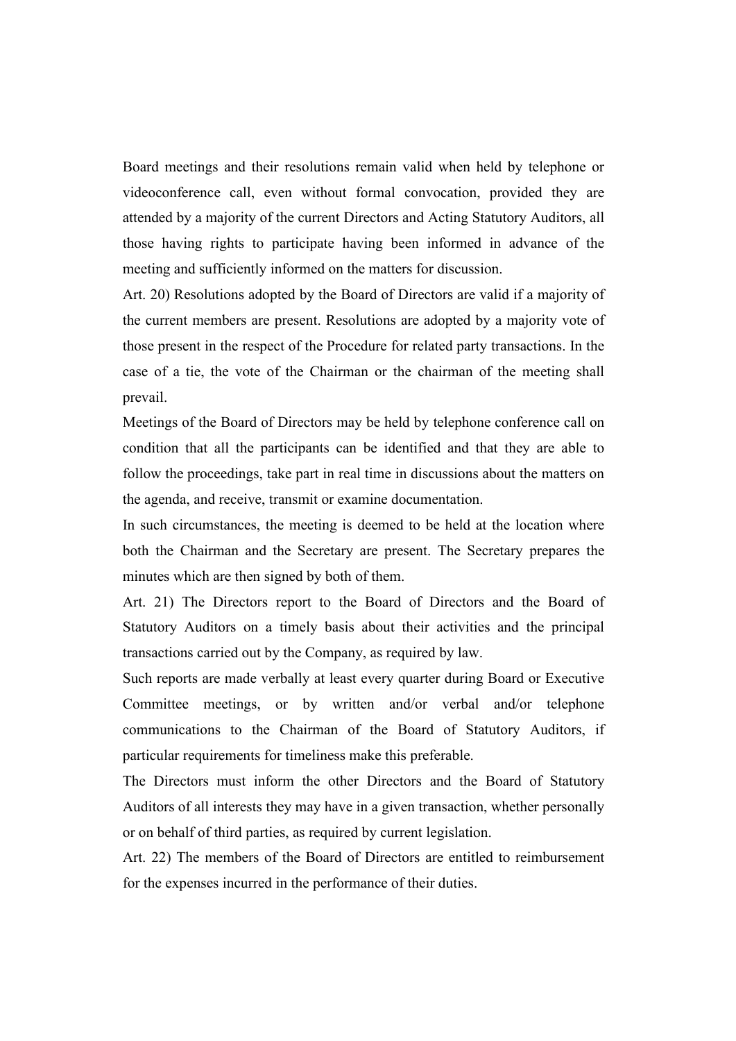Board meetings and their resolutions remain valid when held by telephone or videoconference call, even without formal convocation, provided they are attended by a majority of the current Directors and Acting Statutory Auditors, all those having rights to participate having been informed in advance of the meeting and sufficiently informed on the matters for discussion.

Art. 20) Resolutions adopted by the Board of Directors are valid if a majority of the current members are present. Resolutions are adopted by a majority vote of those present in the respect of the Procedure for related party transactions. In the case of a tie, the vote of the Chairman or the chairman of the meeting shall prevail.

Meetings of the Board of Directors may be held by telephone conference call on condition that all the participants can be identified and that they are able to follow the proceedings, take part in real time in discussions about the matters on the agenda, and receive, transmit or examine documentation.

In such circumstances, the meeting is deemed to be held at the location where both the Chairman and the Secretary are present. The Secretary prepares the minutes which are then signed by both of them.

Art. 21) The Directors report to the Board of Directors and the Board of Statutory Auditors on a timely basis about their activities and the principal transactions carried out by the Company, as required by law.

Such reports are made verbally at least every quarter during Board or Executive Committee meetings, or by written and/or verbal and/or telephone communications to the Chairman of the Board of Statutory Auditors, if particular requirements for timeliness make this preferable.

The Directors must inform the other Directors and the Board of Statutory Auditors of all interests they may have in a given transaction, whether personally or on behalf of third parties, as required by current legislation.

Art. 22) The members of the Board of Directors are entitled to reimbursement for the expenses incurred in the performance of their duties.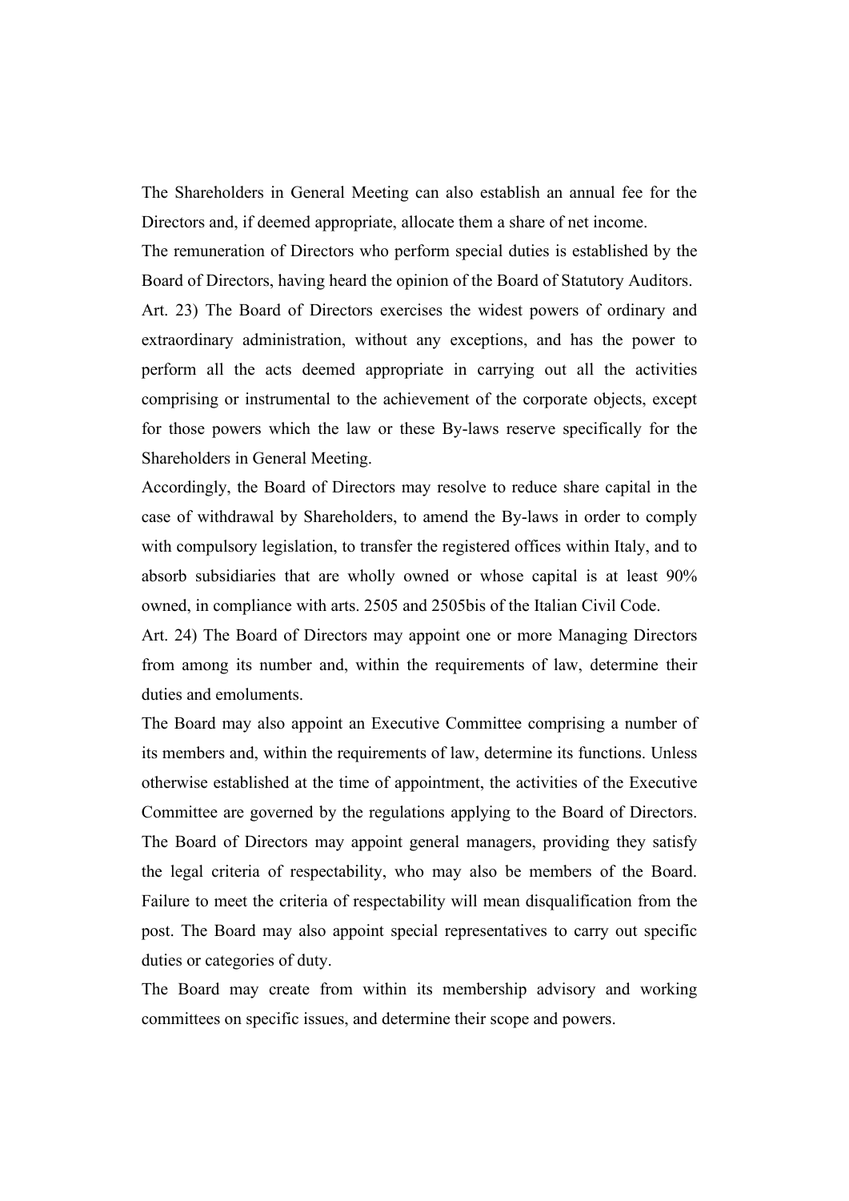The Shareholders in General Meeting can also establish an annual fee for the Directors and, if deemed appropriate, allocate them a share of net income.

The remuneration of Directors who perform special duties is established by the Board of Directors, having heard the opinion of the Board of Statutory Auditors.

Art. 23) The Board of Directors exercises the widest powers of ordinary and extraordinary administration, without any exceptions, and has the power to perform all the acts deemed appropriate in carrying out all the activities comprising or instrumental to the achievement of the corporate objects, except for those powers which the law or these By-laws reserve specifically for the Shareholders in General Meeting.

Accordingly, the Board of Directors may resolve to reduce share capital in the case of withdrawal by Shareholders, to amend the By-laws in order to comply with compulsory legislation, to transfer the registered offices within Italy, and to absorb subsidiaries that are wholly owned or whose capital is at least 90% owned, in compliance with arts. 2505 and 2505bis of the Italian Civil Code.

Art. 24) The Board of Directors may appoint one or more Managing Directors from among its number and, within the requirements of law, determine their duties and emoluments.

The Board may also appoint an Executive Committee comprising a number of its members and, within the requirements of law, determine its functions. Unless otherwise established at the time of appointment, the activities of the Executive Committee are governed by the regulations applying to the Board of Directors. The Board of Directors may appoint general managers, providing they satisfy the legal criteria of respectability, who may also be members of the Board. Failure to meet the criteria of respectability will mean disqualification from the post. The Board may also appoint special representatives to carry out specific duties or categories of duty.

The Board may create from within its membership advisory and working committees on specific issues, and determine their scope and powers.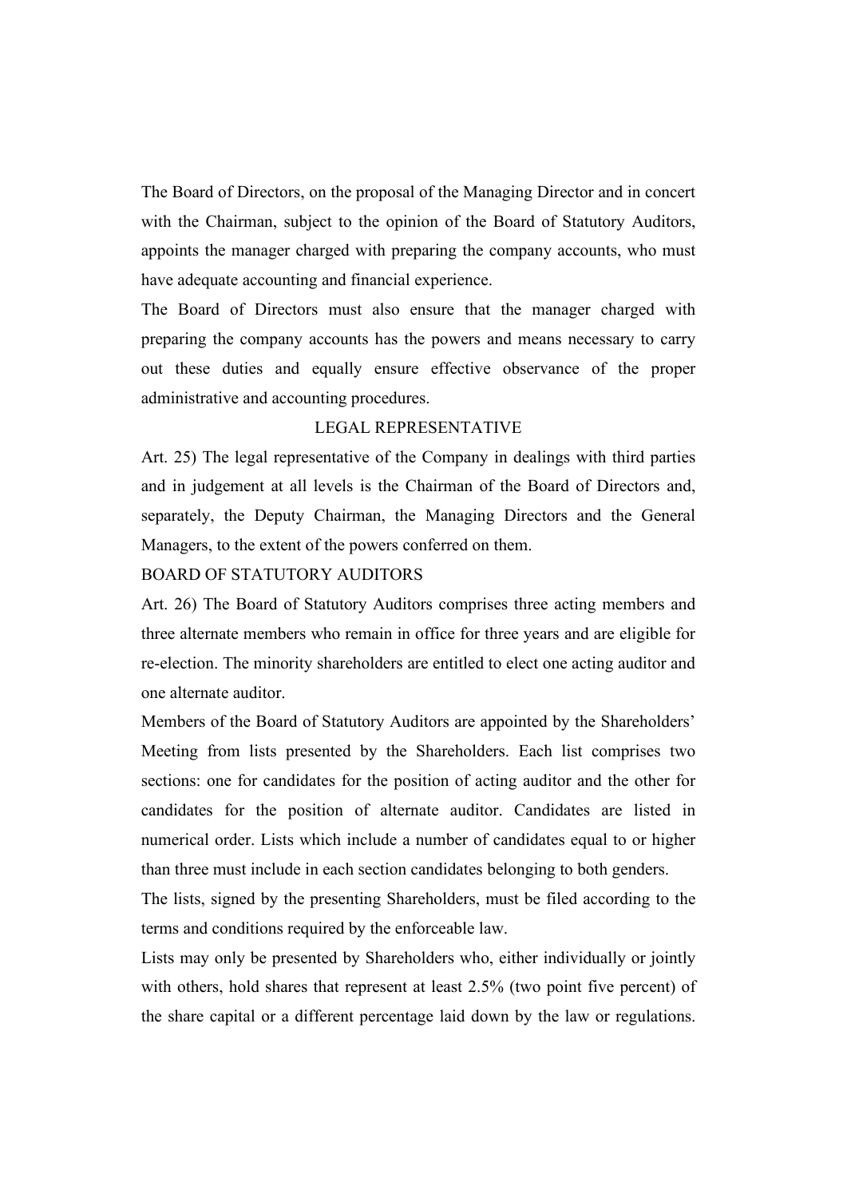The Board of Directors, on the proposal of the Managing Director and in concert with the Chairman, subject to the opinion of the Board of Statutory Auditors, appoints the manager charged with preparing the company accounts, who must have adequate accounting and financial experience.

The Board of Directors must also ensure that the manager charged with preparing the company accounts has the powers and means necessary to carry out these duties and equally ensure effective observance of the proper administrative and accounting procedures.

## LEGAL REPRESENTATIVE

Art. 25) The legal representative of the Company in dealings with third parties and in judgement at all levels is the Chairman of the Board of Directors and, separately, the Deputy Chairman, the Managing Directors and the General Managers, to the extent of the powers conferred on them.

## BOARD OF STATUTORY AUDITORS

Art. 26) The Board of Statutory Auditors comprises three acting members and three alternate members who remain in office for three years and are eligible for re-election. The minority shareholders are entitled to elect one acting auditor and one alternate auditor.

Members of the Board of Statutory Auditors are appointed by the Shareholders' Meeting from lists presented by the Shareholders. Each list comprises two sections: one for candidates for the position of acting auditor and the other for candidates for the position of alternate auditor. Candidates are listed in numerical order. Lists which include a number of candidates equal to or higher than three must include in each section candidates belonging to both genders.

The lists, signed by the presenting Shareholders, must be filed according to the terms and conditions required by the enforceable law.

Lists may only be presented by Shareholders who, either individually or jointly with others, hold shares that represent at least 2.5% (two point five percent) of the share capital or a different percentage laid down by the law or regulations.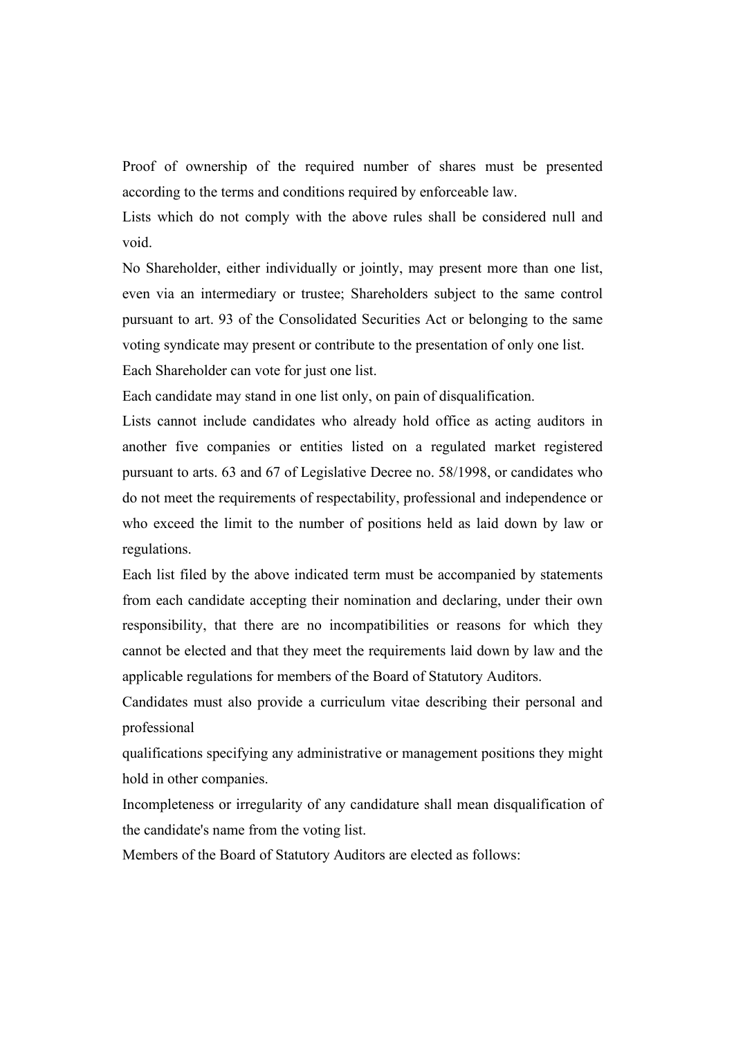Proof of ownership of the required number of shares must be presented according to the terms and conditions required by enforceable law.

Lists which do not comply with the above rules shall be considered null and void.

No Shareholder, either individually or jointly, may present more than one list, even via an intermediary or trustee; Shareholders subject to the same control pursuant to art. 93 of the Consolidated Securities Act or belonging to the same voting syndicate may present or contribute to the presentation of only one list.

Each Shareholder can vote for just one list.

Each candidate may stand in one list only, on pain of disqualification.

Lists cannot include candidates who already hold office as acting auditors in another five companies or entities listed on a regulated market registered pursuant to arts. 63 and 67 of Legislative Decree no. 58/1998, or candidates who do not meet the requirements of respectability, professional and independence or who exceed the limit to the number of positions held as laid down by law or regulations.

Each list filed by the above indicated term must be accompanied by statements from each candidate accepting their nomination and declaring, under their own responsibility, that there are no incompatibilities or reasons for which they cannot be elected and that they meet the requirements laid down by law and the applicable regulations for members of the Board of Statutory Auditors.

Candidates must also provide a curriculum vitae describing their personal and professional qualifications specifying any administrative or management positions they might hold in other companies.

Incompleteness or irregularity of any candidature shall mean disqualification of the candidate's name from the voting list.

Members of the Board of Statutory Auditors are elected as follows: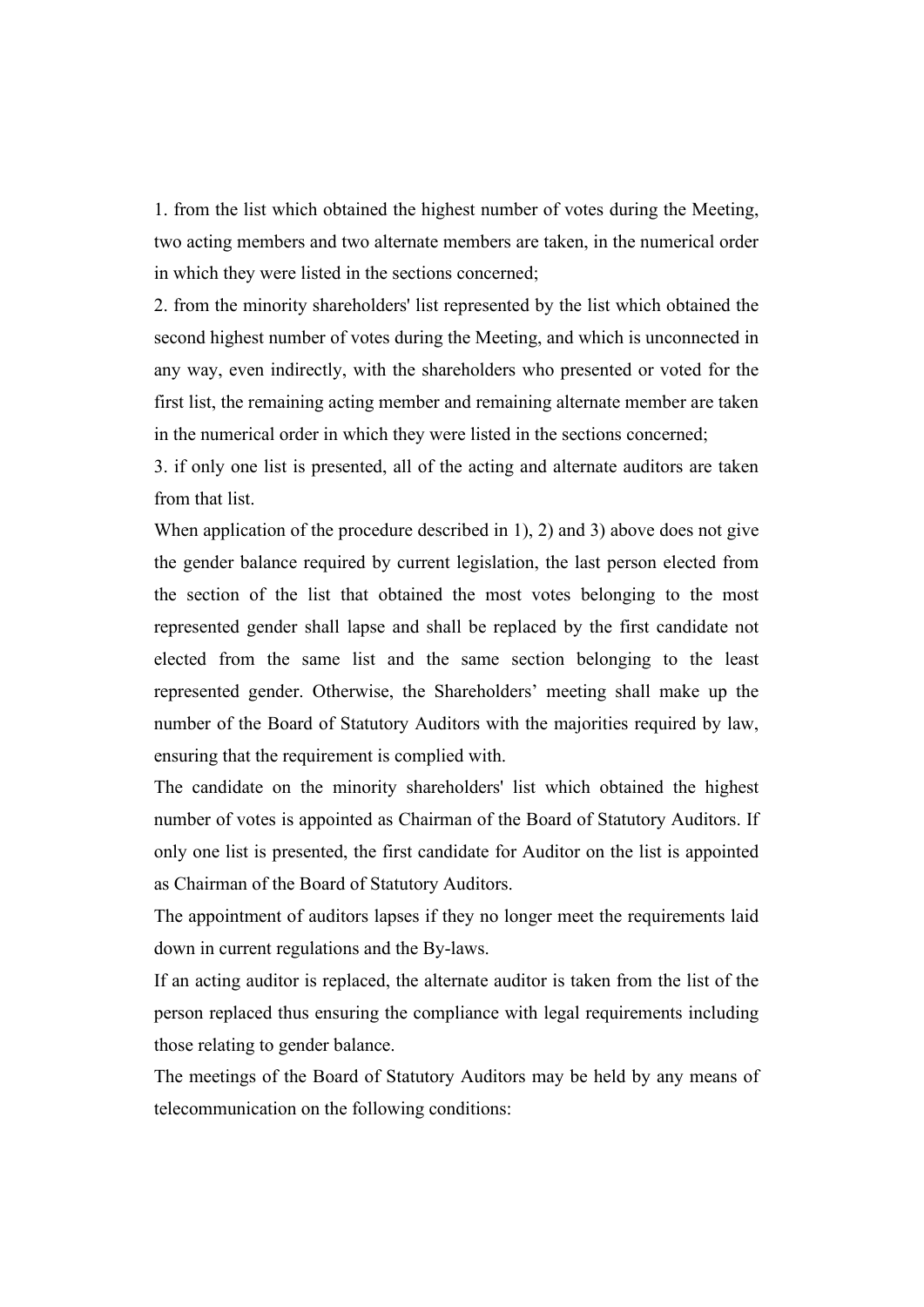1. from the list which obtained the highest number of votes during the Meeting, two acting members and two alternate members are taken, in the numerical order in which they were listed in the sections concerned;

2. from the minority shareholders' list represented by the list which obtained the second highest number of votes during the Meeting, and which is unconnected in any way, even indirectly, with the shareholders who presented or voted for the first list, the remaining acting member and remaining alternate member are taken in the numerical order in which they were listed in the sections concerned;

3. if only one list is presented, all of the acting and alternate auditors are taken from that list.

When application of the procedure described in 1), 2) and 3) above does not give the gender balance required by current legislation, the last person elected from the section of the list that obtained the most votes belonging to the most represented gender shall lapse and shall be replaced by the first candidate not elected from the same list and the same section belonging to the least represented gender. Otherwise, the Shareholders' meeting shall make up the number of the Board of Statutory Auditors with the majorities required by law, ensuring that the requirement is complied with.

The candidate on the minority shareholders' list which obtained the highest number of votes is appointed as Chairman of the Board of Statutory Auditors. If only one list is presented, the first candidate for Auditor on the list is appointed as Chairman of the Board of Statutory Auditors.

The appointment of auditors lapses if they no longer meet the requirements laid down in current regulations and the By-laws.

If an acting auditor is replaced, the alternate auditor is taken from the list of the person replaced thus ensuring the compliance with legal requirements including those relating to gender balance.

The meetings of the Board of Statutory Auditors may be held by any means of telecommunication on the following conditions: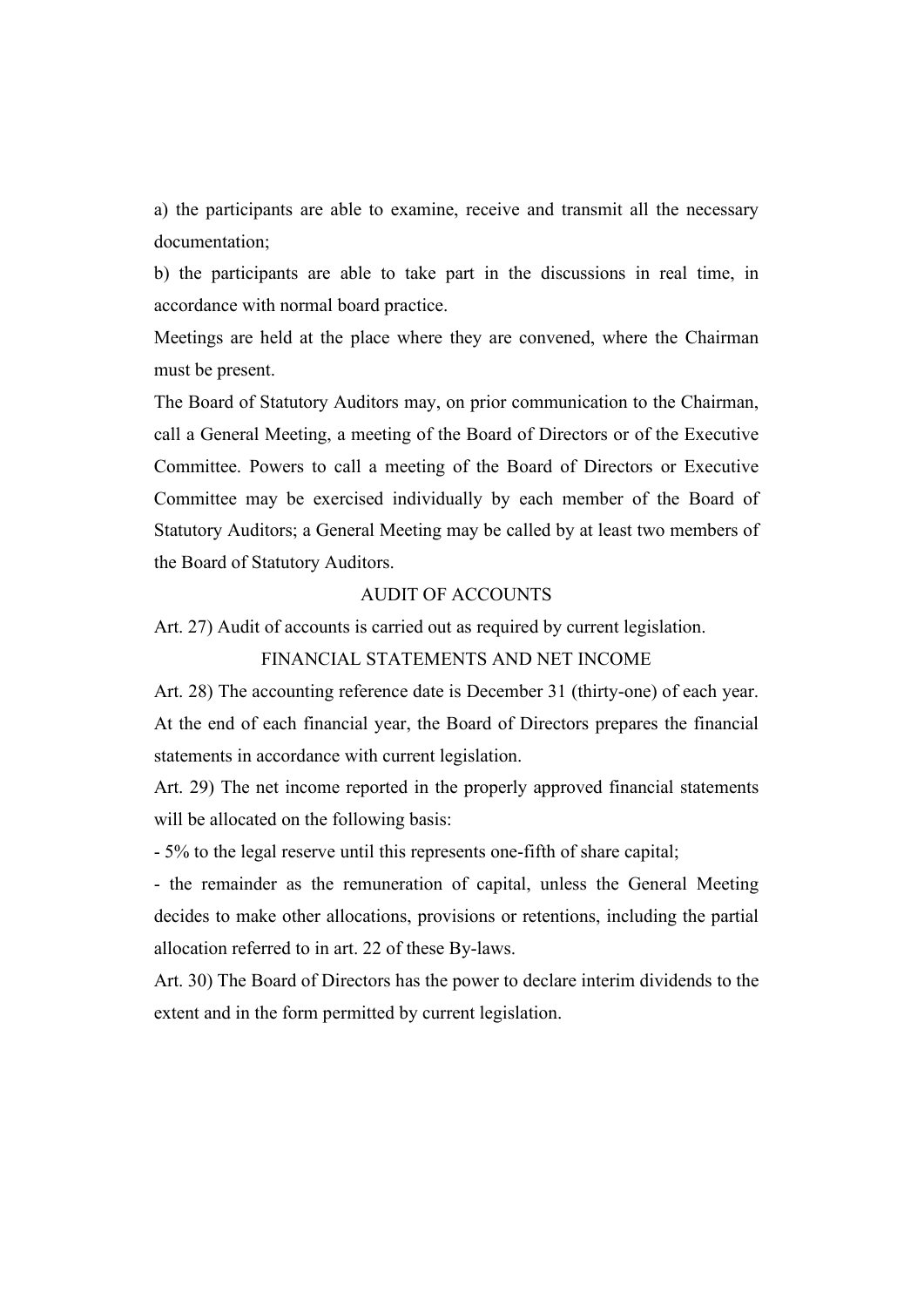a) the participants are able to examine, receive and transmit all the necessary documentation;

b) the participants are able to take part in the discussions in real time, in accordance with normal board practice.

Meetings are held at the place where they are convened, where the Chairman must be present.

The Board of Statutory Auditors may, on prior communication to the Chairman, call a General Meeting, a meeting of the Board of Directors or of the Executive Committee. Powers to call a meeting of the Board of Directors or Executive Committee may be exercised individually by each member of the Board of Statutory Auditors; a General Meeting may be called by at least two members of the Board of Statutory Auditors.

## AUDIT OF ACCOUNTS

Art. 27) Audit of accounts is carried out as required by current legislation.

## FINANCIAL STATEMENTS AND NET INCOME

Art. 28) The accounting reference date is December 31 (thirty-one) of each year. At the end of each financial year, the Board of Directors prepares the financial statements in accordance with current legislation.

Art. 29) The net income reported in the properly approved financial statements will be allocated on the following basis:

- 5% to the legal reserve until this represents one-fifth of share capital;
- the remainder as the remuneration of capital, unless the General Meeting decides to make other allocations, provisions or retentions, including the partial allocation referred to in art. 22 of these By-laws.

Art. 30) The Board of Directors has the power to declare interim dividends to the extent and in the form permitted by current legislation.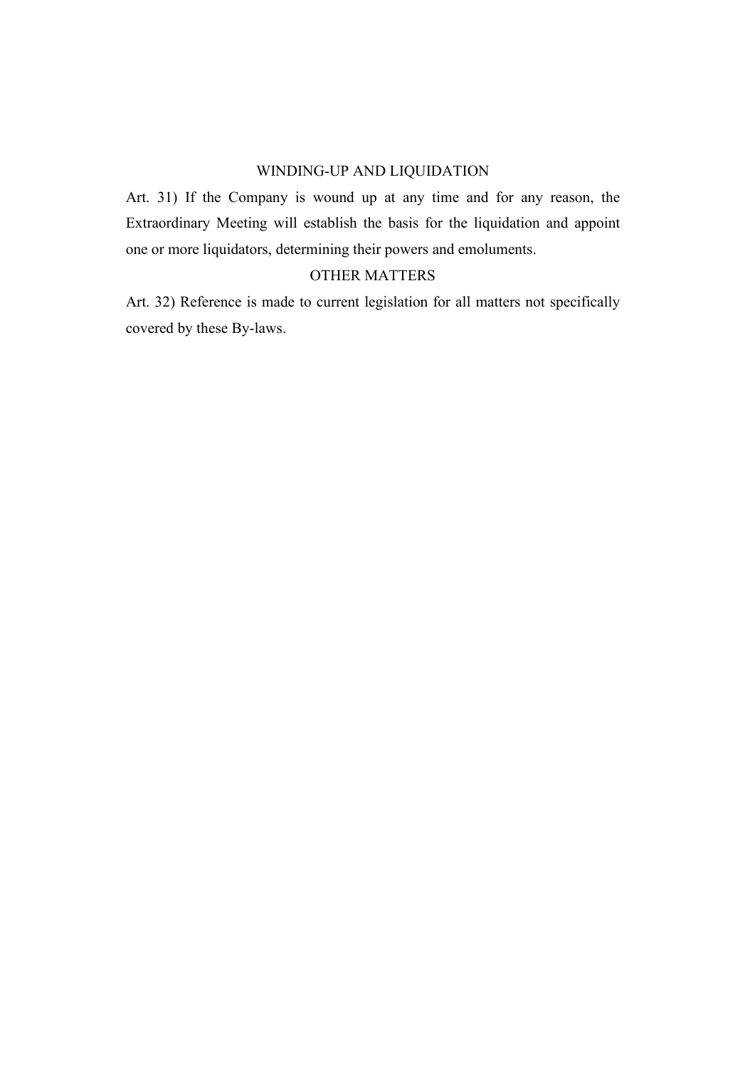## WINDING-UP AND LIQUIDATION

Art. 31) If the Company is wound up at any time and for any reason, the Extraordinary Meeting will establish the basis for the liquidation and appoint one or more liquidators, determining their powers and emoluments.

## OTHER MATTERS

Art. 32) Reference is made to current legislation for all matters not specifically covered by these By-laws.